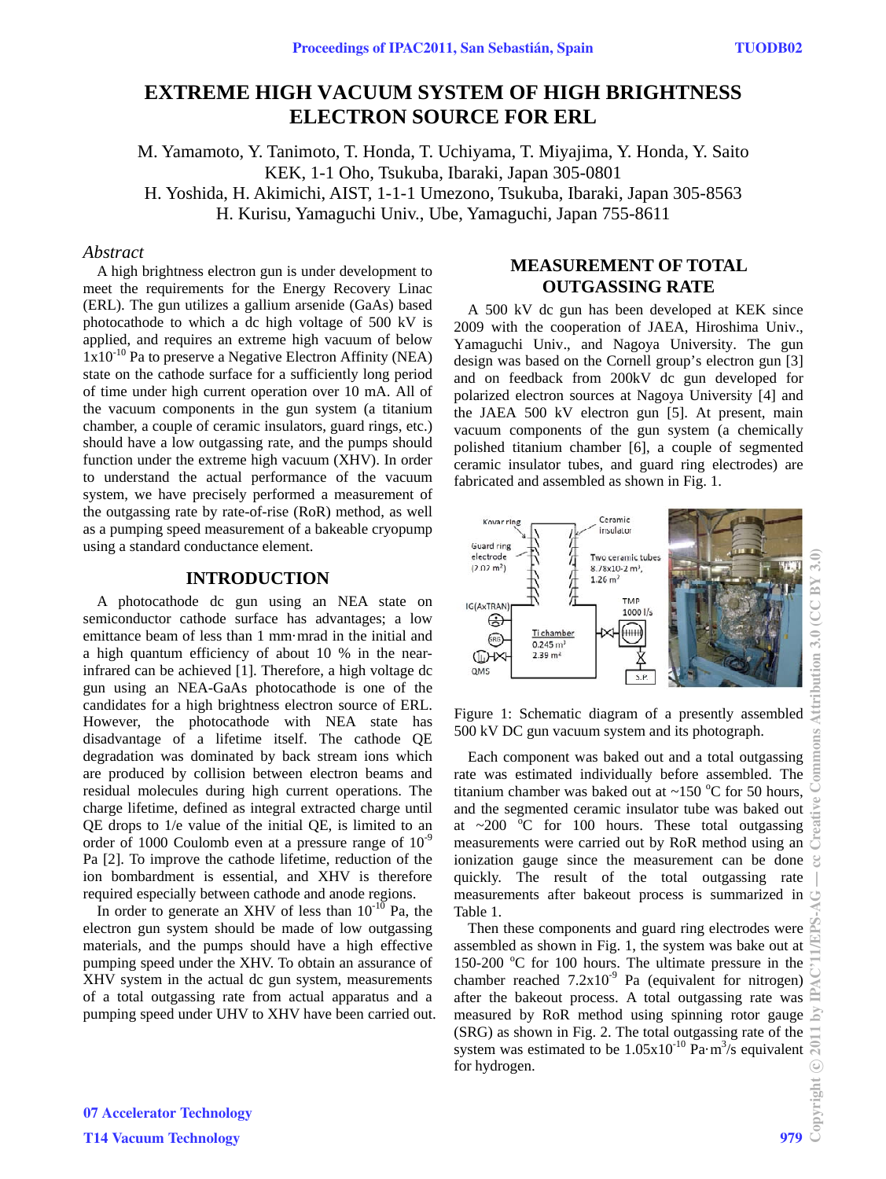# EXTREME HIGH VACUUM SYSTEM OF HIGH BRIGHTNESS ELECTRON SOURCE FOR ERL

M. Yamamoto, Y. Tanimoto, T. Honda, T. Uchiyama, T. Miyajima, Y. Honda, Y. Saito
KEK, 1-1 Oho, Tsukuba, Ibaraki, Japan 305-0801
H. Yoshida, H. Akimichi, AIST, 1-1-1 Umezono, Tsukuba, Ibaraki, Japan 305-8563
H. Kurisu, Yamaguchi Univ., Ube, Yamaguchi, Japan 755-8611

## *Abstract*

A high brightness electron gun is under development to meet the requirements for the Energy Recovery Linac (ERL). The gun utilizes a gallium arsenide (GaAs) based photocathode to which a dc high voltage of 500 kV is applied, and requires an extreme high vacuum of below $1\times10^{-10}$ Pa to preserve a Negative Electron Affinity (NEA) state on the cathode surface for a sufficiently long period of time under high current operation over 10 mA. All of the vacuum components in the gun system (a titanium chamber, a couple of ceramic insulators, guard rings, etc.) should have a low outgassing rate, and the pumps should function under the extreme high vacuum (XHV). In order to understand the actual performance of the vacuum system, we have precisely performed a measurement of the outgassing rate by rate-of-rise (RoR) method, as well as a pumping speed measurement of a bakeable cryopump using a standard conductance element.

## INTRODUCTION

A photocathode dc gun using an NEA state on semiconductor cathode surface has advantages; a low emittance beam of less than 1 mm·mrad in the initial and a high quantum efficiency of about 10 % in the near-infrared can be achieved [1]. Therefore, a high voltage dc gun using an NEA-GaAs photocathode is one of the candidates for a high brightness electron source of ERL. However, the photocathode with NEA state has disadvantage of a lifetime itself. The cathode QE degradation was dominated by back stream ions which are produced by collision between electron beams and residual molecules during high current operations. The charge lifetime, defined as integral extracted charge until QE drops to 1/e value of the initial QE, is limited to an order of 1000 Coulomb even at a pressure range of $10^{-9}$ Pa [2]. To improve the cathode lifetime, reduction of the ion bombardment is essential, and XHV is therefore required especially between cathode and anode regions.

In order to generate an XHV of less than $10^{-10}$ Pa, the electron gun system should be made of low outgassing materials, and the pumps should have a high effective pumping speed under the XHV. To obtain an assurance of XHV system in the actual dc gun system, measurements of a total outgassing rate from actual apparatus and a pumping speed under UHV to XHV have been carried out.

## MEASUREMENT OF TOTAL OUTGASSING RATE

A 500 kV dc gun has been developed at KEK since 2009 with the cooperation of JAEA, Hiroshima Univ., Yamaguchi Univ., and Nagoya University. The gun design was based on the Cornell group's electron gun [3] and on feedback from 200kV dc gun developed for polarized electron sources at Nagoya University [4] and the JAEA 500 kV electron gun [5]. At present, main vacuum components of the gun system (a chemically polished titanium chamber [6], a couple of segmented ceramic insulator tubes, and guard ring electrodes) are fabricated and assembled as shown in Fig. 1.

Figure 1: Schematic diagram of a presently assembled 500 kV DC gun vacuum system and its photograph.

Each component was baked out and a total outgassing rate was estimated individually before assembled. The titanium chamber was baked out at ~150 °C for 50 hours, and the segmented ceramic insulator tube was baked out at ~200 °C for 100 hours. These total outgassing measurements were carried out by RoR method using an ionization gauge since the measurement can be done quickly. The result of the total outgassing rate measurements after bakeout process is summarized in Table 1.

Then these components and guard ring electrodes were assembled as shown in Fig. 1, the system was bake out at 150-200 °C for 100 hours. The ultimate pressure in the chamber reached $7.2\times10^{-9}$ Pa (equivalent for nitrogen) after the bakeout process. A total outgassing rate was measured by RoR method using spinning rotor gauge (SRG) as shown in Fig. 2. The total outgassing rate of the system was estimated to be $1.05\times10^{-10}$ Pa·m$^3$/s equivalent for hydrogen.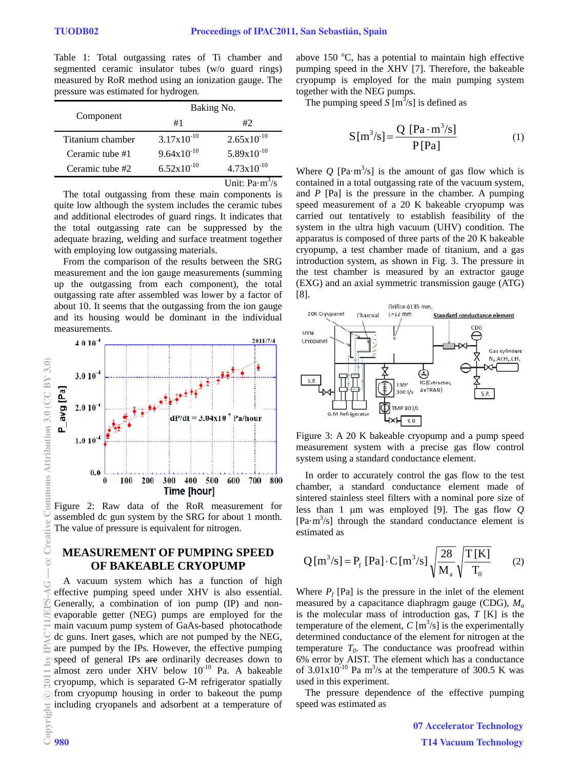Table 1: Total outgassing rates of Ti chamber and segmented ceramic insulator tubes (w/o guard rings) measured by RoR method using an ionization gauge. The pressure was estimated for hydrogen.

| Component | Baking No. | |
|---|---|---|
| | #1 | #2 |
| Titanium chamber | $3.17\times10^{-10}$ | $2.65\times10^{-10}$ |
| Ceramic tube #1 | $9.64\times10^{-10}$ | $5.89\times10^{-10}$ |
| Ceramic tube #2 | $6.52\times10^{-10}$ | $4.73\times10^{-10}$ |

Unit: $\mathrm{Pa\cdot m^3/s}$

The total outgassing from these main components is quite low although the system includes the ceramic tubes and additional electrodes of guard rings. It indicates that the total outgassing rate can be suppressed by the adequate brazing, welding and surface treatment together with employing low outgassing materials.

From the comparison of the results between the SRG measurement and the ion gauge measurements (summing up the outgassing from each component), the total outgassing rate after assembled was lower by a factor of about 10. It seems that the outgassing from the ion gauge and its housing would be dominant in the individual measurements.

Figure 2: Raw data of the RoR measurement for assembled dc gun system by the SRG for about 1 month. The value of pressure is equivalent for nitrogen.

## MEASUREMENT OF PUMPING SPEED OF BAKEABLE CRYOPUMP

A vacuum system which has a function of high effective pumping speed under XHV is also essential. Generally, a combination of ion pump (IP) and non-evaporable getter (NEG) pumps are employed for the main vacuum pump system of GaAs-based photocathode dc guns. Inert gases, which are not pumped by the NEG, are pumped by the IPs. However, the effective pumping speed of general IPs ~~are~~ ordinarily decreases down to almost zero under XHV below $10^{-10}$ Pa. A bakeable cryopump, which is separated G-M refrigerator spatially from cryopump housing in order to bakeout the pump including cryopanels and adsorbent at a temperature of above 150 °C, has a potential to maintain high effective pumping speed in the XHV [7]. Therefore, the bakeable cryopump is employed for the main pumping system together with the NEG pumps.

The pumping speed $S$ [$\mathrm{m^3/s}$] is defined as

$$S[\mathrm{m^3/s}] = \frac{Q\ [\mathrm{Pa\cdot m^3/s}]}{P\,[\mathrm{Pa}]} \qquad (1)$$

Where $Q$ [$\mathrm{Pa\cdot m^3/s}$] is the amount of gas flow which is contained in a total outgassing rate of the vacuum system, and $P$ [Pa] is the pressure in the chamber. A pumping speed measurement of a 20 K bakeable cryopump was carried out tentatively to establish feasibility of the system in the ultra high vacuum (UHV) condition. The apparatus is composed of three parts of the 20 K bakeable cryopump, a test chamber made of titanium, and a gas introduction system, as shown in Fig. 3. The pressure in the test chamber is measured by an extractor gauge (EXG) and an axial symmetric transmission gauge (ATG) [8].

Figure 3: A 20 K bakeable cryopump and a pump speed measurement system with a precise gas flow control system using a standard conductance element.

In order to accurately control the gas flow to the test chamber, a standard conductance element made of sintered stainless steel filters with a nominal pore size of less than 1 μm was employed [9]. The gas flow $Q$ [$\mathrm{Pa\cdot m^3/s}$] through the standard conductance element is estimated as

$$Q[\mathrm{m^3/s}] = P_f\ [\mathrm{Pa}]\cdot C[\mathrm{m^3/s}]\sqrt{\frac{28}{M_a}}\sqrt{\frac{T\,[\mathrm{K}]}{T_0}} \qquad (2)$$

Where $P_f$ [Pa] is the pressure in the inlet of the element measured by a capacitance diaphragm gauge (CDG), $M_a$ is the molecular mass of introduction gas, $T$ [K] is the temperature of the element, $C$ [$\mathrm{m^3/s}$] is the experimentally determined conductance of the element for nitrogen at the temperature $T_0$. The conductance was proofread within 6% error by AIST. The element which has a conductance of $3.01\times10^{-10}$ Pa $\mathrm{m^3/s}$ at the temperature of 300.5 K was used in this experiment.

The pressure dependence of the effective pumping speed was estimated as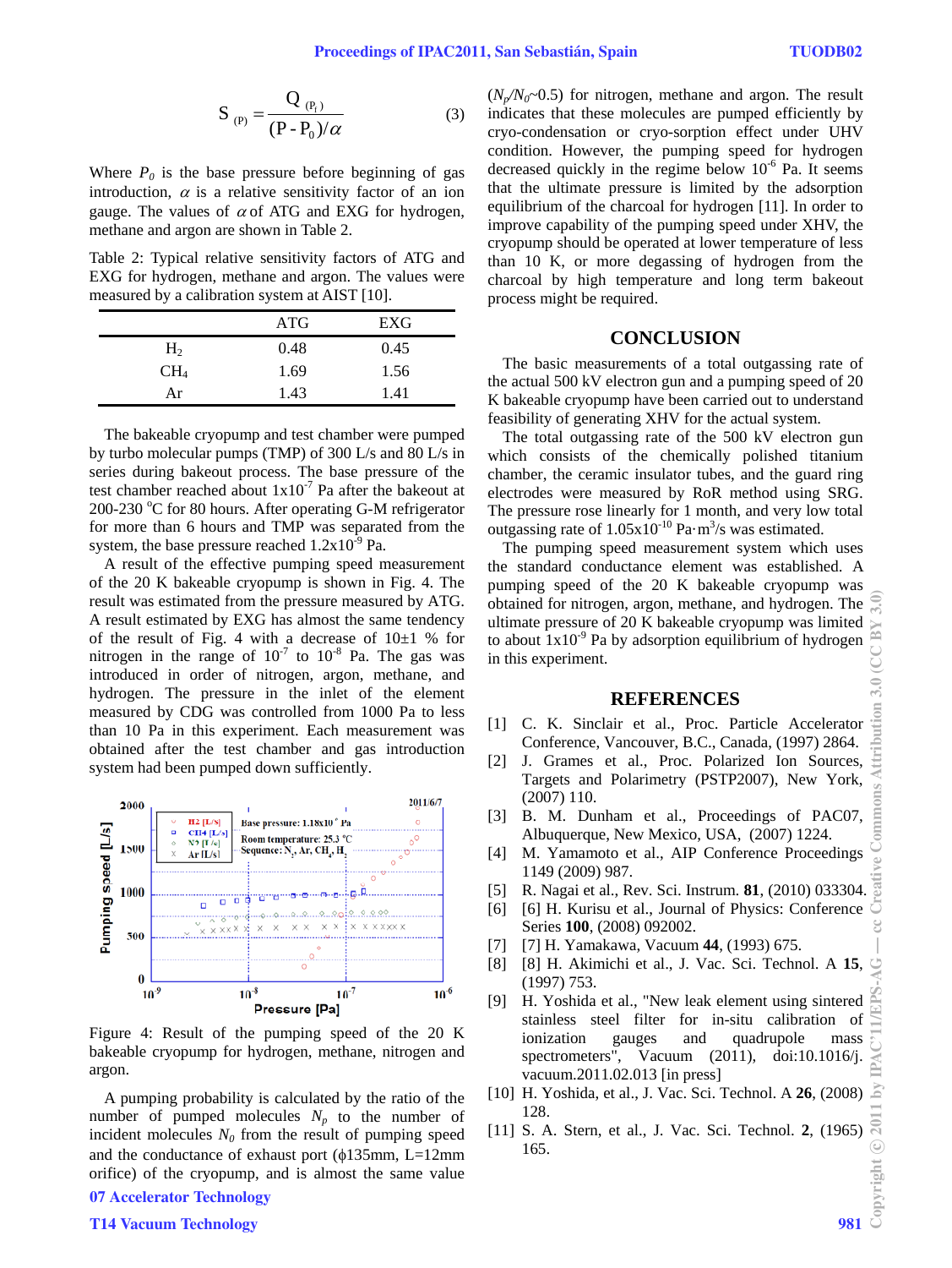$$S_{(P)} = \frac{Q_{(P_f)}}{(P - P_0)/\alpha} \quad (3)$$

Where $P_0$ is the base pressure before beginning of gas introduction, $\alpha$ is a relative sensitivity factor of an ion gauge. The values of $\alpha$ of ATG and EXG for hydrogen, methane and argon are shown in Table 2.

Table 2: Typical relative sensitivity factors of ATG and EXG for hydrogen, methane and argon. The values were measured by a calibration system at AIST [10].

| | ATG | EXG |
|---|---|---|
| $H_2$ | 0.48 | 0.45 |
| $CH_4$ | 1.69 | 1.56 |
| Ar | 1.43 | 1.41 |

The bakeable cryopump and test chamber were pumped by turbo molecular pumps (TMP) of 300 L/s and 80 L/s in series during bakeout process. The base pressure of the test chamber reached about $1\text{x}10^{-7}$ Pa after the bakeout at 200-230 °C for 80 hours. After operating G-M refrigerator for more than 6 hours and TMP was separated from the system, the base pressure reached $1.2\text{x}10^{-9}$ Pa.

A result of the effective pumping speed measurement of the 20 K bakeable cryopump is shown in Fig. 4. The result was estimated from the pressure measured by ATG. A result estimated by EXG has almost the same tendency of the result of Fig. 4 with a decrease of 10±1 % for nitrogen in the range of $10^{-7}$ to $10^{-8}$ Pa. The gas was introduced in order of nitrogen, argon, methane, and hydrogen. The pressure in the inlet of the element measured by CDG was controlled from 1000 Pa to less than 10 Pa in this experiment. Each measurement was obtained after the test chamber and gas introduction system had been pumped down sufficiently.

2011/6/7
H2 [L/s]
CH4 [L/s]
N2 [L/s]
Ar [L/s]
Base pressure: 1.18x10⁻⁹ Pa
Room temperature: 25.3 °C
Sequence: N₂, Ar, CH₄, H₂
Pumping speed [L/s]
2000
1500
1000
500
0
10⁻⁹
10⁻⁸
10⁻⁷
10⁻⁶
Pressure [Pa]

Figure 4: Result of the pumping speed of the 20 K bakeable cryopump for hydrogen, methane, nitrogen and argon.

A pumping probability is calculated by the ratio of the number of pumped molecules $N_p$ to the number of incident molecules $N_0$ from the result of pumping speed and the conductance of exhaust port (ϕ135mm, L=12mm orifice) of the cryopump, and is almost the same value ($N_p/N_0$~0.5) for nitrogen, methane and argon. The result indicates that these molecules are pumped efficiently by cryo-condensation or cryo-sorption effect under UHV condition. However, the pumping speed for hydrogen decreased quickly in the regime below $10^{-6}$ Pa. It seems that the ultimate pressure is limited by the adsorption equilibrium of the charcoal for hydrogen [11]. In order to improve capability of the pumping speed under XHV, the cryopump should be operated at lower temperature of less than 10 K, or more degassing of hydrogen from the charcoal by high temperature and long term bakeout process might be required.

## CONCLUSION

The basic measurements of a total outgassing rate of the actual 500 kV electron gun and a pumping speed of 20 K bakeable cryopump have been carried out to understand feasibility of generating XHV for the actual system.

The total outgassing rate of the 500 kV electron gun which consists of the chemically polished titanium chamber, the ceramic insulator tubes, and the guard ring electrodes were measured by RoR method using SRG. The pressure rose linearly for 1 month, and very low total outgassing rate of $1.05\text{x}10^{-10}$ Pa·m³/s was estimated.

The pumping speed measurement system which uses the standard conductance element was established. A pumping speed of the 20 K bakeable cryopump was obtained for nitrogen, argon, methane, and hydrogen. The ultimate pressure of 20 K bakeable cryopump was limited to about $1\text{x}10^{-9}$ Pa by adsorption equilibrium of hydrogen in this experiment.

## REFERENCES

[1] C. K. Sinclair et al., Proc. Particle Accelerator Conference, Vancouver, B.C., Canada, (1997) 2864.

[2] J. Grames et al., Proc. Polarized Ion Sources, Targets and Polarimetry (PSTP2007), New York, (2007) 110.

[3] B. M. Dunham et al., Proceedings of PAC07, Albuquerque, New Mexico, USA, (2007) 1224.

[4] M. Yamamoto et al., AIP Conference Proceedings 1149 (2009) 987.

[5] R. Nagai et al., Rev. Sci. Instrum. **81**, (2010) 033304.

[6] [6] H. Kurisu et al., Journal of Physics: Conference Series **100**, (2008) 092002.

[7] [7] H. Yamakawa, Vacuum **44**, (1993) 675.

[8] [8] H. Akimichi et al., J. Vac. Sci. Technol. A **15**, (1997) 753.

[9] H. Yoshida et al., "New leak element using sintered stainless steel filter for in-situ calibration of ionization gauges and quadrupole mass spectrometers", Vacuum (2011), doi:10.1016/j.vacuum.2011.02.013 [in press]

[10] H. Yoshida, et al., J. Vac. Sci. Technol. A **26**, (2008) 128.

[11] S. A. Stern, et al., J. Vac. Sci. Technol. **2**, (1965) 165.